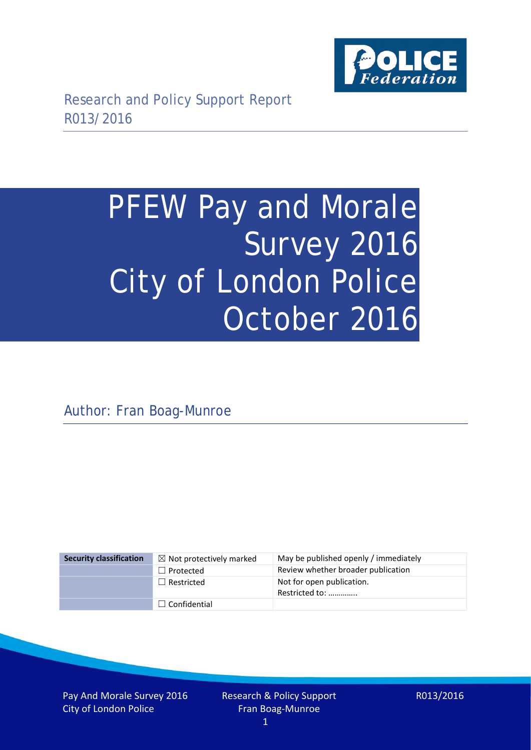Research and Policy Support Report
R013/2016

# PFEW Pay and Morale Survey 2016 City of London Police October 2016

Author: Fran Boag-Munroe

| Security classification | ☒ Not protectively marked | May be published openly / immediately |
|---|---|---|
| | ☐ Protected | Review whether broader publication |
| | ☐ Restricted | Not for open publication. Restricted to: ………… |
| | ☐ Confidential | |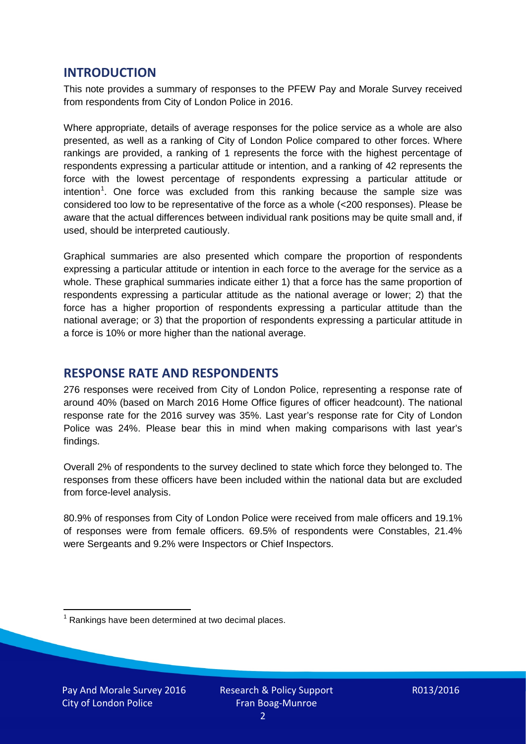## INTRODUCTION

This note provides a summary of responses to the PFEW Pay and Morale Survey received from respondents from City of London Police in 2016.

Where appropriate, details of average responses for the police service as a whole are also presented, as well as a ranking of City of London Police compared to other forces. Where rankings are provided, a ranking of 1 represents the force with the highest percentage of respondents expressing a particular attitude or intention, and a ranking of 42 represents the force with the lowest percentage of respondents expressing a particular attitude or intention[1]. One force was excluded from this ranking because the sample size was considered too low to be representative of the force as a whole (<200 responses). Please be aware that the actual differences between individual rank positions may be quite small and, if used, should be interpreted cautiously.

Graphical summaries are also presented which compare the proportion of respondents expressing a particular attitude or intention in each force to the average for the service as a whole. These graphical summaries indicate either 1) that a force has the same proportion of respondents expressing a particular attitude as the national average or lower; 2) that the force has a higher proportion of respondents expressing a particular attitude than the national average; or 3) that the proportion of respondents expressing a particular attitude in a force is 10% or more higher than the national average.

## RESPONSE RATE AND RESPONDENTS

276 responses were received from City of London Police, representing a response rate of around 40% (based on March 2016 Home Office figures of officer headcount). The national response rate for the 2016 survey was 35%. Last year's response rate for City of London Police was 24%. Please bear this in mind when making comparisons with last year's findings.

Overall 2% of respondents to the survey declined to state which force they belonged to. The responses from these officers have been included within the national data but are excluded from force-level analysis.

80.9% of responses from City of London Police were received from male officers and 19.1% of responses were from female officers. 69.5% of respondents were Constables, 21.4% were Sergeants and 9.2% were Inspectors or Chief Inspectors.

[1] Rankings have been determined at two decimal places.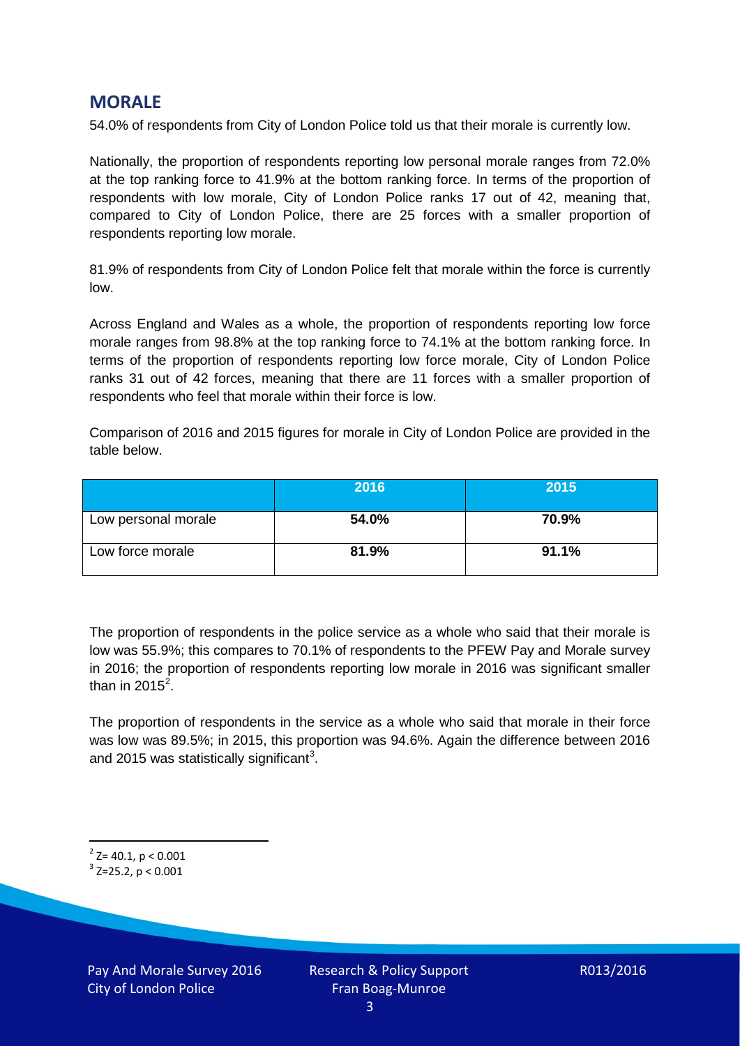## MORALE

54.0% of respondents from City of London Police told us that their morale is currently low.

Nationally, the proportion of respondents reporting low personal morale ranges from 72.0% at the top ranking force to 41.9% at the bottom ranking force. In terms of the proportion of respondents with low morale, City of London Police ranks 17 out of 42, meaning that, compared to City of London Police, there are 25 forces with a smaller proportion of respondents reporting low morale.

81.9% of respondents from City of London Police felt that morale within the force is currently low.

Across England and Wales as a whole, the proportion of respondents reporting low force morale ranges from 98.8% at the top ranking force to 74.1% at the bottom ranking force. In terms of the proportion of respondents reporting low force morale, City of London Police ranks 31 out of 42 forces, meaning that there are 11 forces with a smaller proportion of respondents who feel that morale within their force is low.

Comparison of 2016 and 2015 figures for morale in City of London Police are provided in the table below.

| | 2016 | 2015 |
|---|---|---|
| Low personal morale | **54.0%** | **70.9%** |
| Low force morale | **81.9%** | **91.1%** |

The proportion of respondents in the police service as a whole who said that their morale is low was 55.9%; this compares to 70.1% of respondents to the PFEW Pay and Morale survey in 2016; the proportion of respondents reporting low morale in 2016 was significant smaller than in 2015[2].

The proportion of respondents in the service as a whole who said that morale in their force was low was 89.5%; in 2015, this proportion was 94.6%. Again the difference between 2016 and 2015 was statistically significant[3].

[2] $Z= 40.1$, $p < 0.001$

[3] $Z=25.2$, $p < 0.001$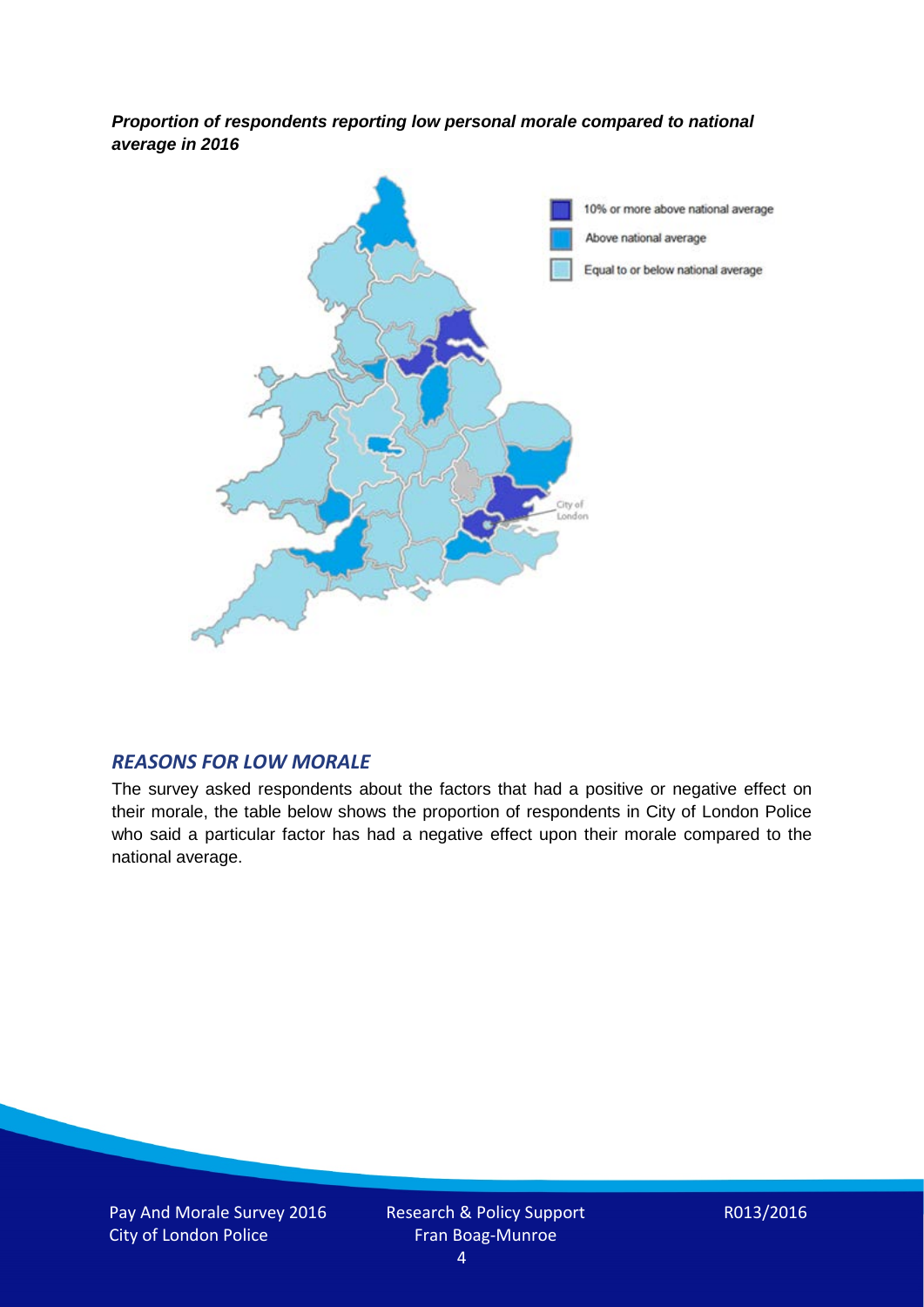***Proportion of respondents reporting low personal morale compared to national average in 2016***

## *REASONS FOR LOW MORALE*

The survey asked respondents about the factors that had a positive or negative effect on their morale, the table below shows the proportion of respondents in City of London Police who said a particular factor has had a negative effect upon their morale compared to the national average.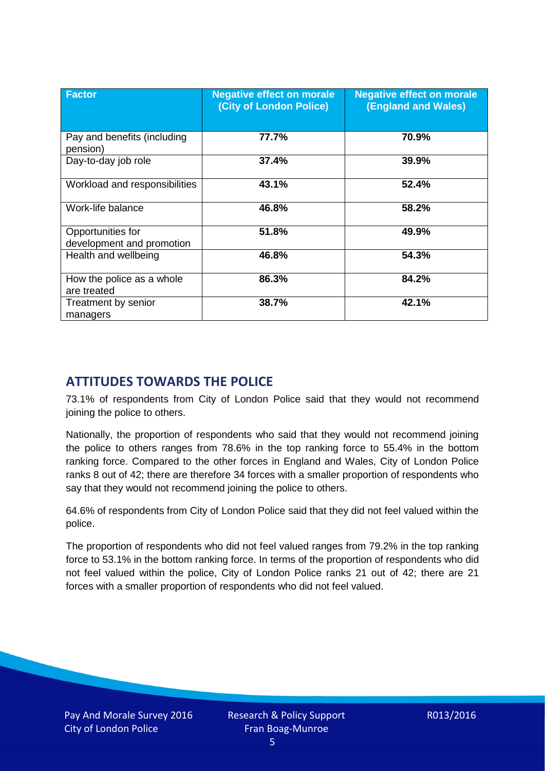| Factor | Negative effect on morale (City of London Police) | Negative effect on morale (England and Wales) |
|---|---|---|
| Pay and benefits (including pension) | **77.7%** | **70.9%** |
| Day-to-day job role | **37.4%** | **39.9%** |
| Workload and responsibilities | **43.1%** | **52.4%** |
| Work-life balance | **46.8%** | **58.2%** |
| Opportunities for development and promotion | **51.8%** | **49.9%** |
| Health and wellbeing | **46.8%** | **54.3%** |
| How the police as a whole are treated | **86.3%** | **84.2%** |
| Treatment by senior managers | **38.7%** | **42.1%** |

## ATTITUDES TOWARDS THE POLICE

73.1% of respondents from City of London Police said that they would not recommend joining the police to others.

Nationally, the proportion of respondents who said that they would not recommend joining the police to others ranges from 78.6% in the top ranking force to 55.4% in the bottom ranking force. Compared to the other forces in England and Wales, City of London Police ranks 8 out of 42; there are therefore 34 forces with a smaller proportion of respondents who say that they would not recommend joining the police to others.

64.6% of respondents from City of London Police said that they did not feel valued within the police.

The proportion of respondents who did not feel valued ranges from 79.2% in the top ranking force to 53.1% in the bottom ranking force. In terms of the proportion of respondents who did not feel valued within the police, City of London Police ranks 21 out of 42; there are 21 forces with a smaller proportion of respondents who did not feel valued.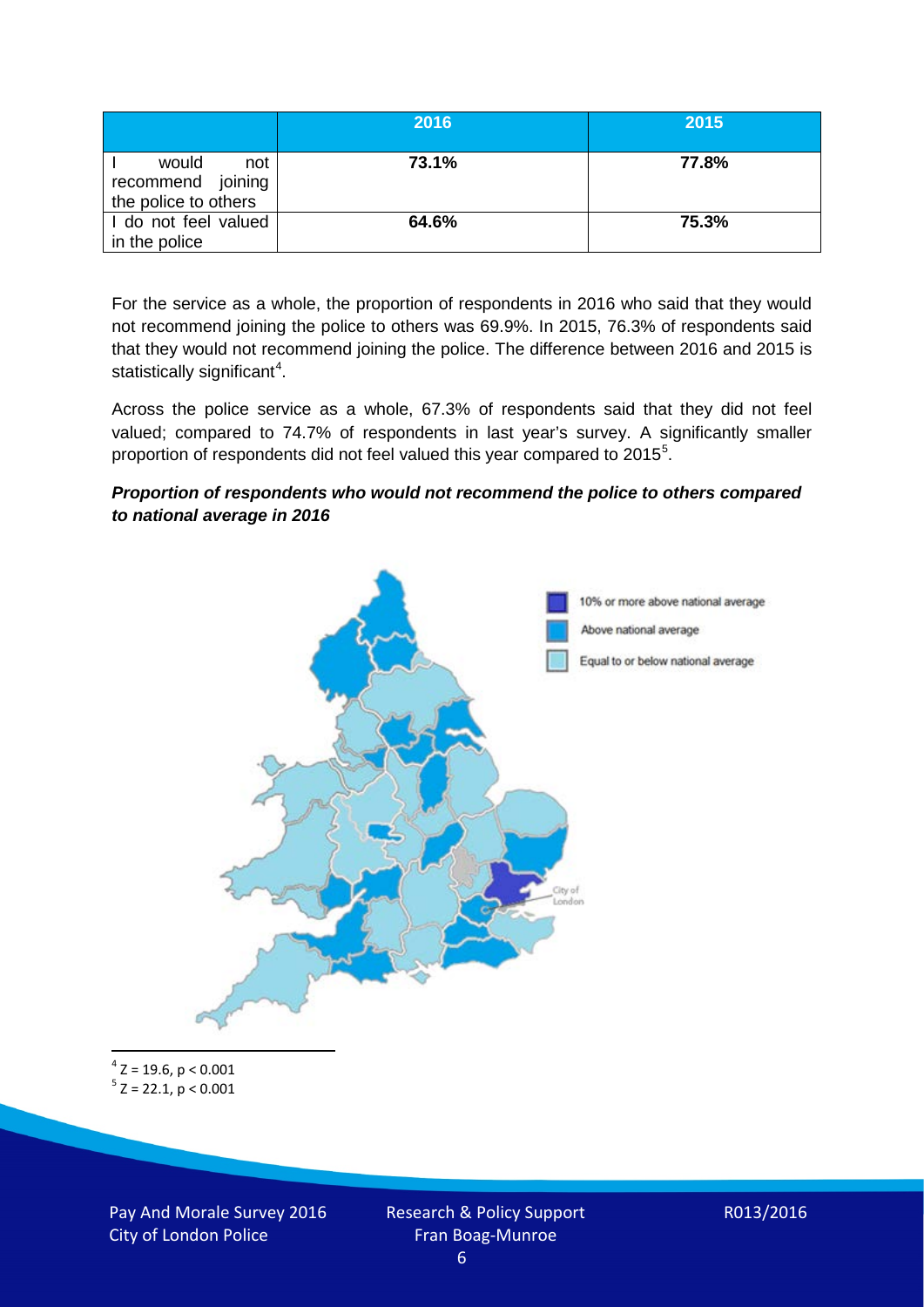| | 2016 | 2015 |
|---|---|---|
| I would not recommend joining the police to others | **73.1%** | **77.8%** |
| I do not feel valued in the police | **64.6%** | **75.3%** |

For the service as a whole, the proportion of respondents in 2016 who said that they would not recommend joining the police to others was 69.9%. In 2015, 76.3% of respondents said that they would not recommend joining the police. The difference between 2016 and 2015 is statistically significant[4].

Across the police service as a whole, 67.3% of respondents said that they did not feel valued; compared to 74.7% of respondents in last year's survey. A significantly smaller proportion of respondents did not feel valued this year compared to 2015[5].

***Proportion of respondents who would not recommend the police to others compared to national average in 2016***

10% or more above national average

Above national average

Equal to or below national average

City of London

[4] $Z = 19.6$, $p < 0.001$

[5] $Z = 22.1$, $p < 0.001$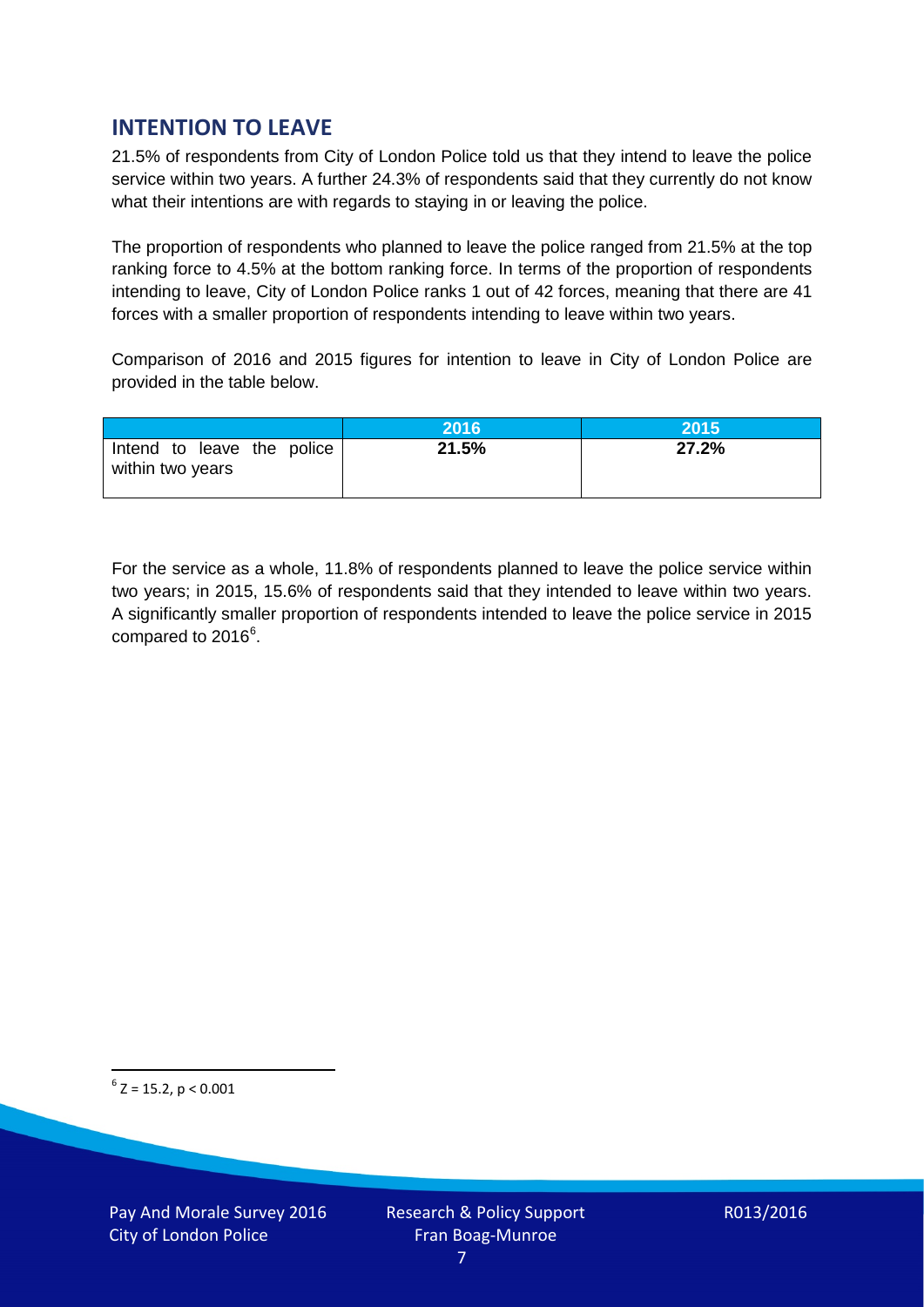## INTENTION TO LEAVE

21.5% of respondents from City of London Police told us that they intend to leave the police service within two years. A further 24.3% of respondents said that they currently do not know what their intentions are with regards to staying in or leaving the police.

The proportion of respondents who planned to leave the police ranged from 21.5% at the top ranking force to 4.5% at the bottom ranking force. In terms of the proportion of respondents intending to leave, City of London Police ranks 1 out of 42 forces, meaning that there are 41 forces with a smaller proportion of respondents intending to leave within two years.

Comparison of 2016 and 2015 figures for intention to leave in City of London Police are provided in the table below.

| | 2016 | 2015 |
|---|---|---|
| Intend to leave the police within two years | **21.5%** | **27.2%** |

For the service as a whole, 11.8% of respondents planned to leave the police service within two years; in 2015, 15.6% of respondents said that they intended to leave within two years. A significantly smaller proportion of respondents intended to leave the police service in 2015 compared to 2016[6].

[6] $Z = 15.2$, $p < 0.001$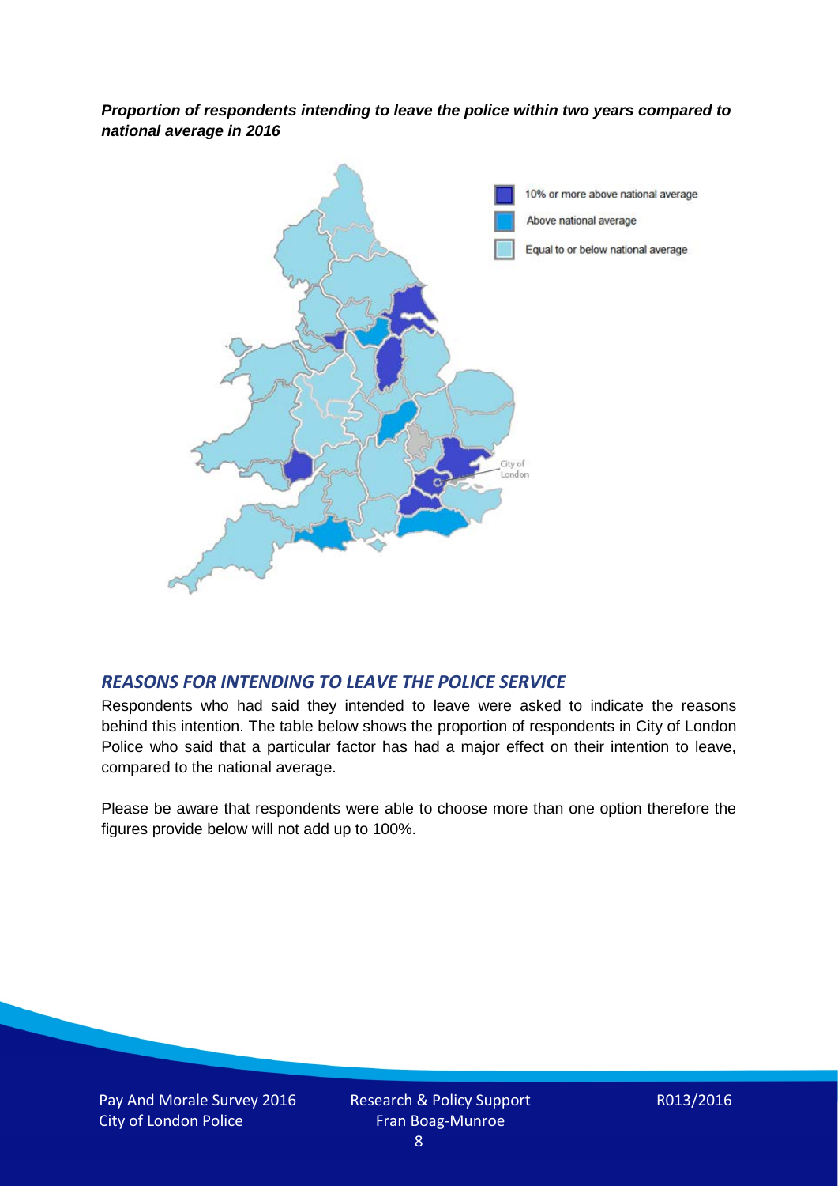***Proportion of respondents intending to leave the police within two years compared to national average in 2016***

## *REASONS FOR INTENDING TO LEAVE THE POLICE SERVICE*

Respondents who had said they intended to leave were asked to indicate the reasons behind this intention. The table below shows the proportion of respondents in City of London Police who said that a particular factor has had a major effect on their intention to leave, compared to the national average.

Please be aware that respondents were able to choose more than one option therefore the figures provide below will not add up to 100%.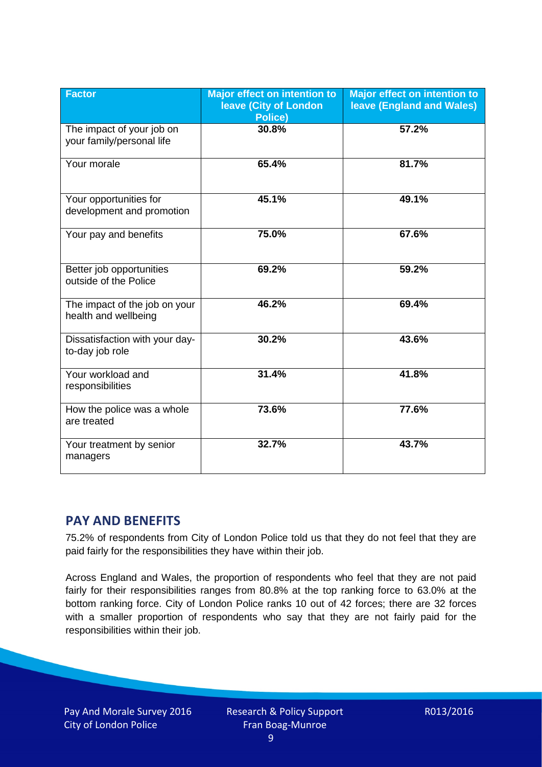| Factor | Major effect on intention to leave (City of London Police) | Major effect on intention to leave (England and Wales) |
|---|---|---|
| The impact of your job on your family/personal life | 30.8% | 57.2% |
| Your morale | 65.4% | 81.7% |
| Your opportunities for development and promotion | 45.1% | 49.1% |
| Your pay and benefits | 75.0% | 67.6% |
| Better job opportunities outside of the Police | 69.2% | 59.2% |
| The impact of the job on your health and wellbeing | 46.2% | 69.4% |
| Dissatisfaction with your day-to-day job role | 30.2% | 43.6% |
| Your workload and responsibilities | 31.4% | 41.8% |
| How the police was a whole are treated | 73.6% | 77.6% |
| Your treatment by senior managers | 32.7% | 43.7% |

## PAY AND BENEFITS

75.2% of respondents from City of London Police told us that they do not feel that they are paid fairly for the responsibilities they have within their job.

Across England and Wales, the proportion of respondents who feel that they are not paid fairly for their responsibilities ranges from 80.8% at the top ranking force to 63.0% at the bottom ranking force. City of London Police ranks 10 out of 42 forces; there are 32 forces with a smaller proportion of respondents who say that they are not fairly paid for the responsibilities within their job.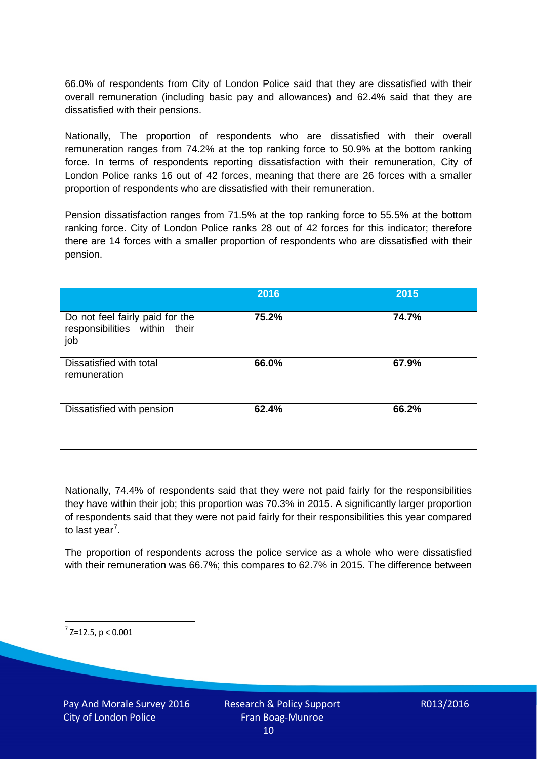66.0% of respondents from City of London Police said that they are dissatisfied with their overall remuneration (including basic pay and allowances) and 62.4% said that they are dissatisfied with their pensions.

Nationally, The proportion of respondents who are dissatisfied with their overall remuneration ranges from 74.2% at the top ranking force to 50.9% at the bottom ranking force. In terms of respondents reporting dissatisfaction with their remuneration, City of London Police ranks 16 out of 42 forces, meaning that there are 26 forces with a smaller proportion of respondents who are dissatisfied with their remuneration.

Pension dissatisfaction ranges from 71.5% at the top ranking force to 55.5% at the bottom ranking force. City of London Police ranks 28 out of 42 forces for this indicator; therefore there are 14 forces with a smaller proportion of respondents who are dissatisfied with their pension.

| | 2016 | 2015 |
|---|---|---|
| Do not feel fairly paid for the responsibilities within their job | **75.2%** | **74.7%** |
| Dissatisfied with total remuneration | **66.0%** | **67.9%** |
| Dissatisfied with pension | **62.4%** | **66.2%** |

Nationally, 74.4% of respondents said that they were not paid fairly for the responsibilities they have within their job; this proportion was 70.3% in 2015. A significantly larger proportion of respondents said that they were not paid fairly for their responsibilities this year compared to last year[7].

The proportion of respondents across the police service as a whole who were dissatisfied with their remuneration was 66.7%; this compares to 62.7% in 2015. The difference between

[7] $Z=12.5$, $p < 0.001$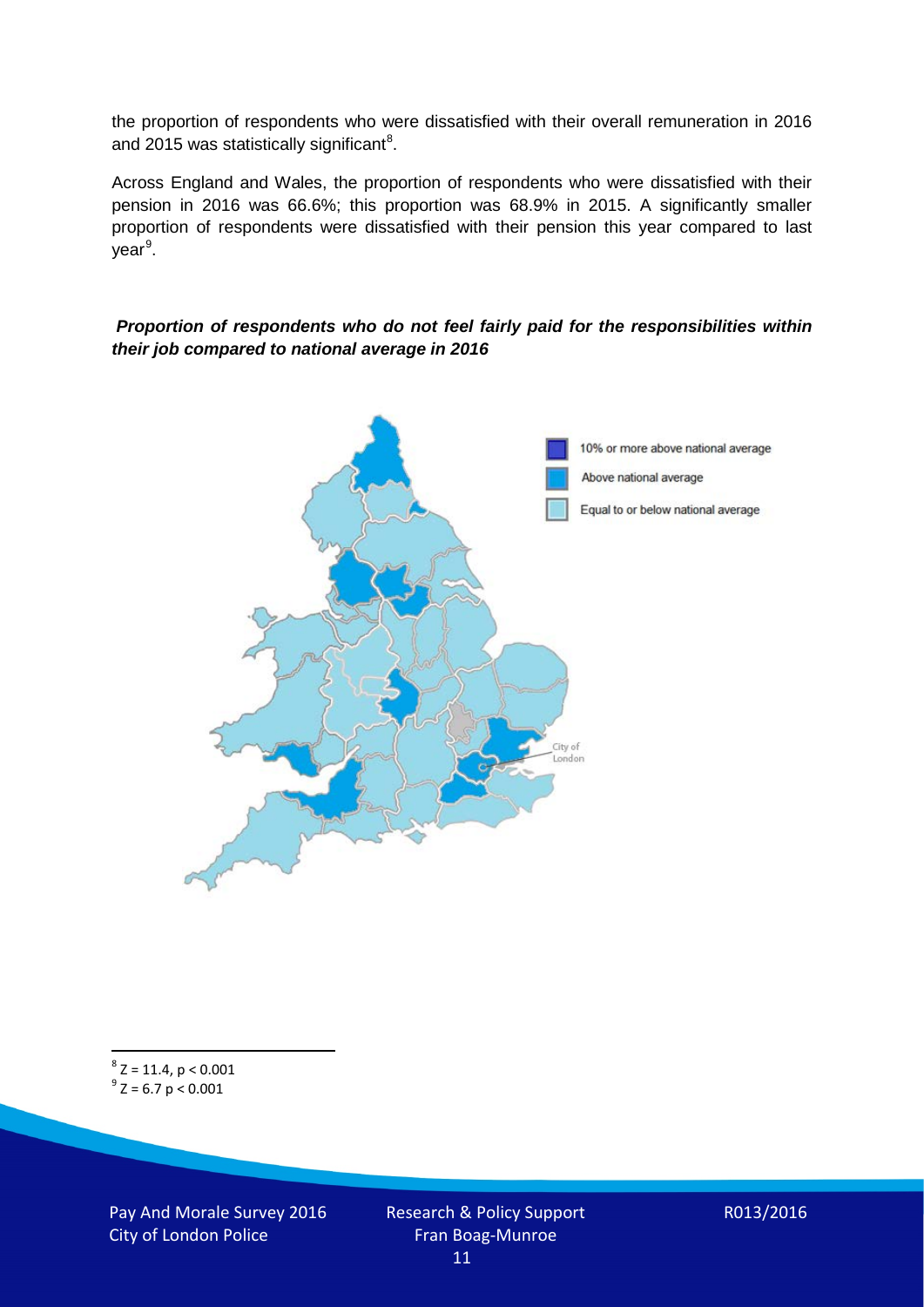the proportion of respondents who were dissatisfied with their overall remuneration in 2016 and 2015 was statistically significant[8].

Across England and Wales, the proportion of respondents who were dissatisfied with their pension in 2016 was 66.6%; this proportion was 68.9% in 2015. A significantly smaller proportion of respondents were dissatisfied with their pension this year compared to last year[9].

***Proportion of respondents who do not feel fairly paid for the responsibilities within their job compared to national average in 2016***

10% or more above national average

Above national average

Equal to or below national average

City of London

[8] $Z = 11.4, p < 0.001$

[9] $Z = 6.7\ p < 0.001$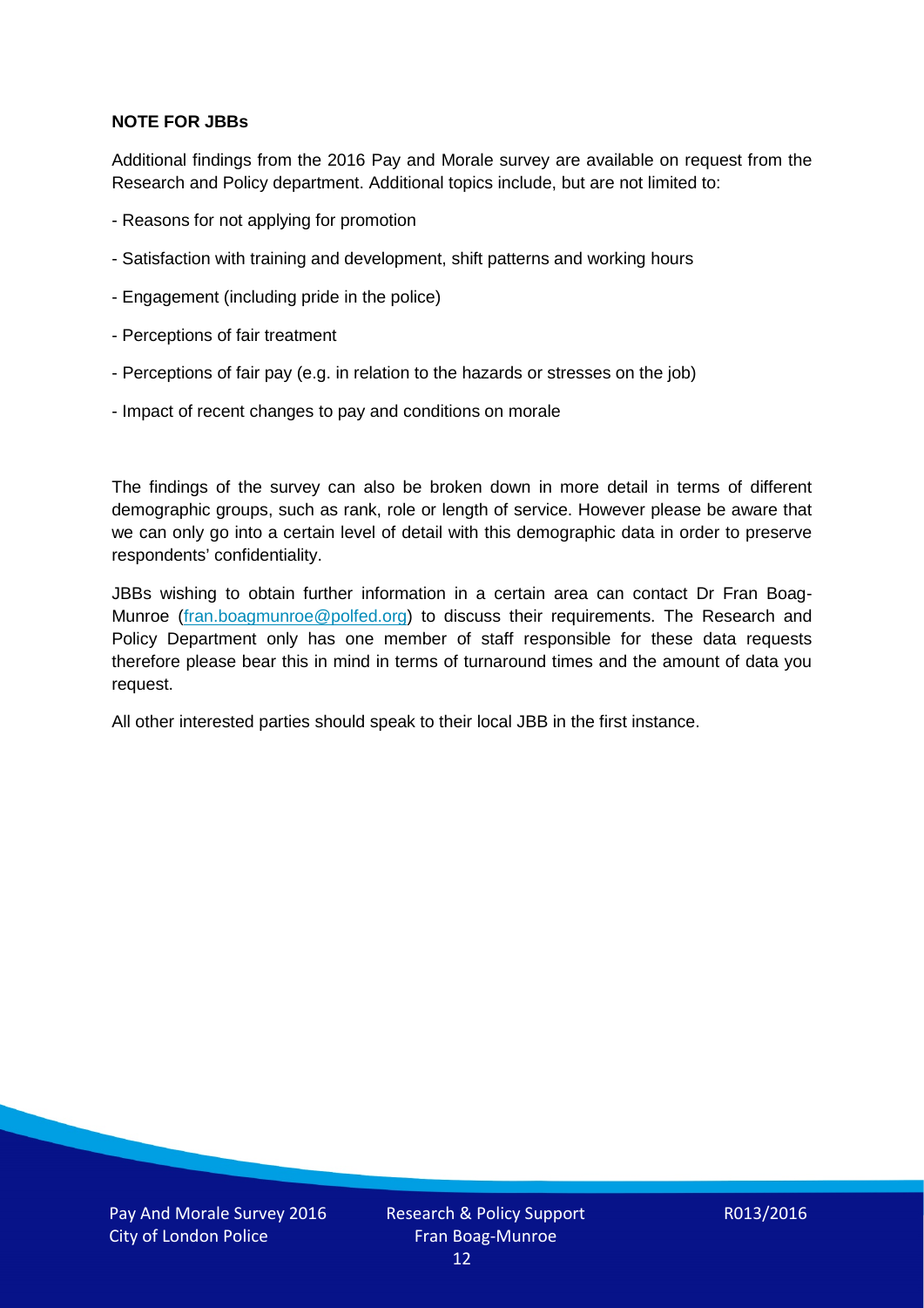**NOTE FOR JBBs**

Additional findings from the 2016 Pay and Morale survey are available on request from the Research and Policy department. Additional topics include, but are not limited to:

- Reasons for not applying for promotion
- Satisfaction with training and development, shift patterns and working hours
- Engagement (including pride in the police)
- Perceptions of fair treatment
- Perceptions of fair pay (e.g. in relation to the hazards or stresses on the job)
- Impact of recent changes to pay and conditions on morale

The findings of the survey can also be broken down in more detail in terms of different demographic groups, such as rank, role or length of service. However please be aware that we can only go into a certain level of detail with this demographic data in order to preserve respondents' confidentiality.

JBBs wishing to obtain further information in a certain area can contact Dr Fran Boag-Munroe (fran.boagmunroe@polfed.org) to discuss their requirements. The Research and Policy Department only has one member of staff responsible for these data requests therefore please bear this in mind in terms of turnaround times and the amount of data you request.

All other interested parties should speak to their local JBB in the first instance.